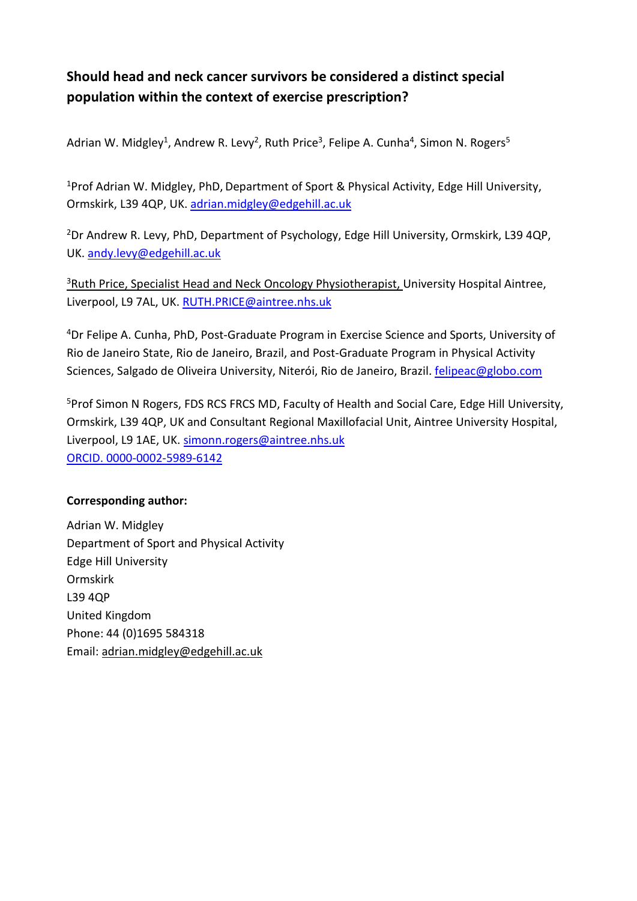# Should head and neck cancer survivors be considered a distinct special population within the context of exercise prescription?

Adrian W. Midgley[1], Andrew R. Levy[2], Ruth Price[3], Felipe A. Cunha[4], Simon N. Rogers[5]

[1]Prof Adrian W. Midgley, PhD, Department of Sport & Physical Activity, Edge Hill University, Ormskirk, L39 4QP, UK. adrian.midgley@edgehill.ac.uk

[2]Dr Andrew R. Levy, PhD, Department of Psychology, Edge Hill University, Ormskirk, L39 4QP, UK. andy.levy@edgehill.ac.uk

[3]Ruth Price, Specialist Head and Neck Oncology Physiotherapist, University Hospital Aintree, Liverpool, L9 7AL, UK. RUTH.PRICE@aintree.nhs.uk

[4]Dr Felipe A. Cunha, PhD, Post-Graduate Program in Exercise Science and Sports, University of Rio de Janeiro State, Rio de Janeiro, Brazil, and Post-Graduate Program in Physical Activity Sciences, Salgado de Oliveira University, Niterói, Rio de Janeiro, Brazil. felipeac@globo.com

[5]Prof Simon N Rogers, FDS RCS FRCS MD, Faculty of Health and Social Care, Edge Hill University, Ormskirk, L39 4QP, UK and Consultant Regional Maxillofacial Unit, Aintree University Hospital, Liverpool, L9 1AE, UK. simonn.rogers@aintree.nhs.uk
ORCID. 0000-0002-5989-6142

**Corresponding author:**

Adrian W. Midgley
Department of Sport and Physical Activity
Edge Hill University
Ormskirk
L39 4QP
United Kingdom
Phone: 44 (0)1695 584318
Email: adrian.midgley@edgehill.ac.uk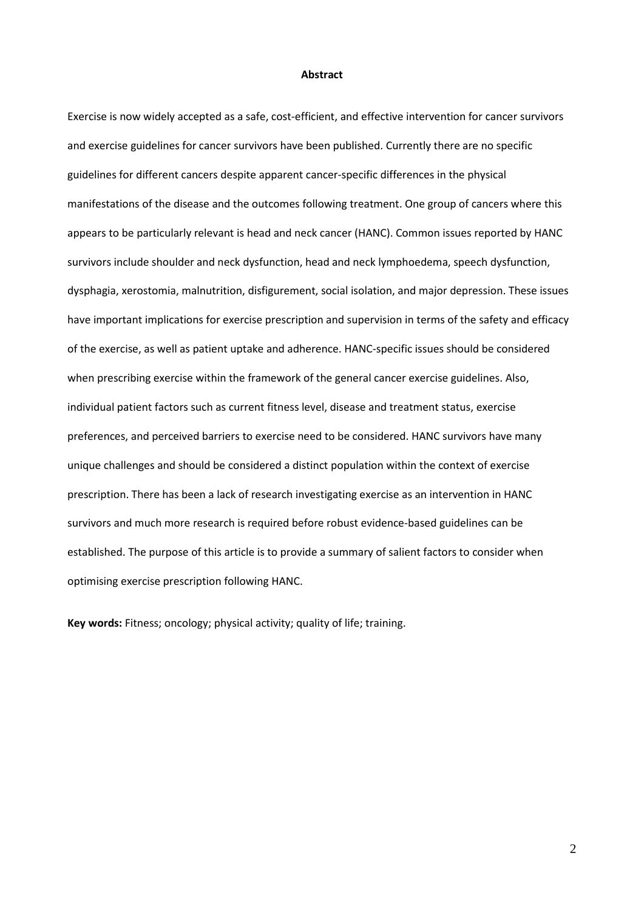## Abstract

Exercise is now widely accepted as a safe, cost-efficient, and effective intervention for cancer survivors and exercise guidelines for cancer survivors have been published. Currently there are no specific guidelines for different cancers despite apparent cancer-specific differences in the physical manifestations of the disease and the outcomes following treatment. One group of cancers where this appears to be particularly relevant is head and neck cancer (HANC). Common issues reported by HANC survivors include shoulder and neck dysfunction, head and neck lymphoedema, speech dysfunction, dysphagia, xerostomia, malnutrition, disfigurement, social isolation, and major depression. These issues have important implications for exercise prescription and supervision in terms of the safety and efficacy of the exercise, as well as patient uptake and adherence. HANC-specific issues should be considered when prescribing exercise within the framework of the general cancer exercise guidelines. Also, individual patient factors such as current fitness level, disease and treatment status, exercise preferences, and perceived barriers to exercise need to be considered. HANC survivors have many unique challenges and should be considered a distinct population within the context of exercise prescription. There has been a lack of research investigating exercise as an intervention in HANC survivors and much more research is required before robust evidence-based guidelines can be established. The purpose of this article is to provide a summary of salient factors to consider when optimising exercise prescription following HANC.

**Key words:** Fitness; oncology; physical activity; quality of life; training.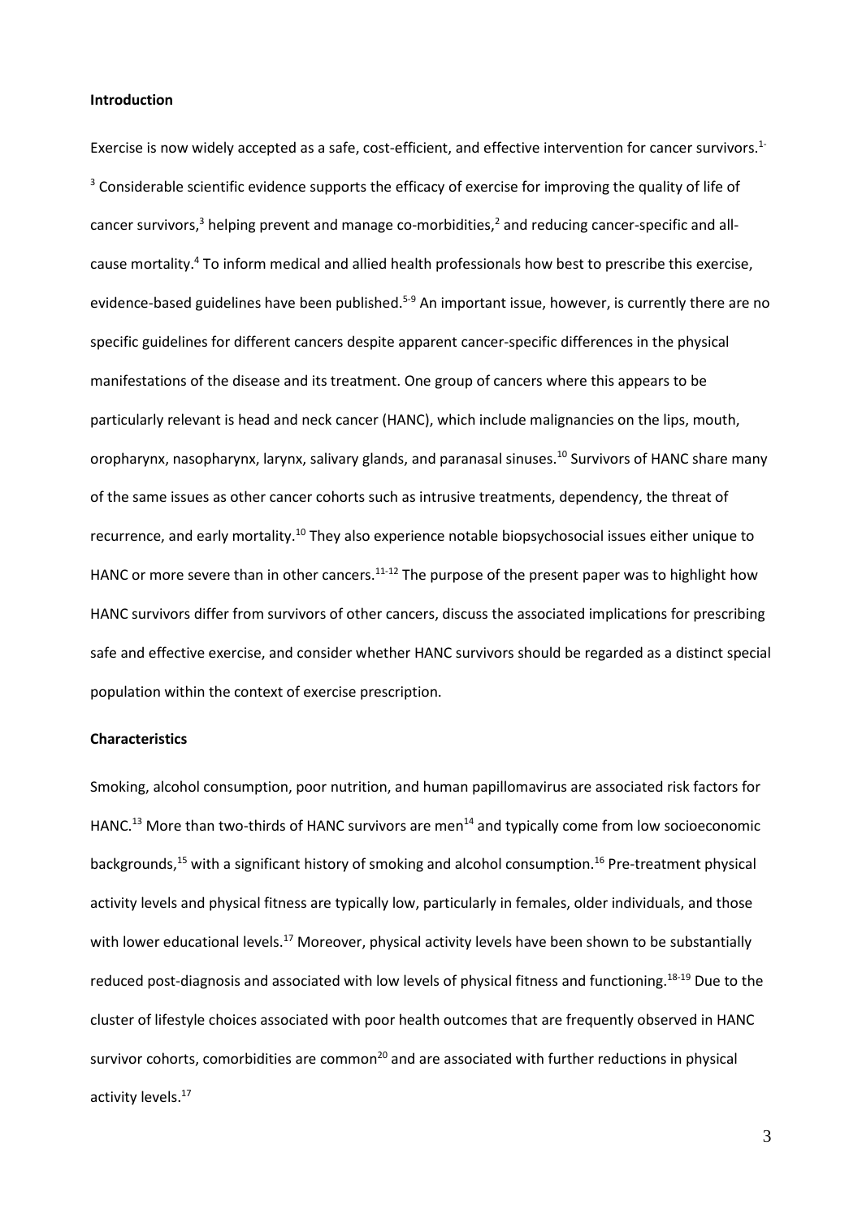## Introduction

Exercise is now widely accepted as a safe, cost-efficient, and effective intervention for cancer survivors.[1-3] Considerable scientific evidence supports the efficacy of exercise for improving the quality of life of cancer survivors,[3] helping prevent and manage co-morbidities,[2] and reducing cancer-specific and all-cause mortality.[4] To inform medical and allied health professionals how best to prescribe this exercise, evidence-based guidelines have been published.[5-9] An important issue, however, is currently there are no specific guidelines for different cancers despite apparent cancer-specific differences in the physical manifestations of the disease and its treatment. One group of cancers where this appears to be particularly relevant is head and neck cancer (HANC), which include malignancies on the lips, mouth, oropharynx, nasopharynx, larynx, salivary glands, and paranasal sinuses.[10] Survivors of HANC share many of the same issues as other cancer cohorts such as intrusive treatments, dependency, the threat of recurrence, and early mortality.[10] They also experience notable biopsychosocial issues either unique to HANC or more severe than in other cancers.[11-12] The purpose of the present paper was to highlight how HANC survivors differ from survivors of other cancers, discuss the associated implications for prescribing safe and effective exercise, and consider whether HANC survivors should be regarded as a distinct special population within the context of exercise prescription.

## Characteristics

Smoking, alcohol consumption, poor nutrition, and human papillomavirus are associated risk factors for HANC.[13] More than two-thirds of HANC survivors are men[14] and typically come from low socioeconomic backgrounds,[15] with a significant history of smoking and alcohol consumption.[16] Pre-treatment physical activity levels and physical fitness are typically low, particularly in females, older individuals, and those with lower educational levels.[17] Moreover, physical activity levels have been shown to be substantially reduced post-diagnosis and associated with low levels of physical fitness and functioning.[18-19] Due to the cluster of lifestyle choices associated with poor health outcomes that are frequently observed in HANC survivor cohorts, comorbidities are common[20] and are associated with further reductions in physical activity levels.[17]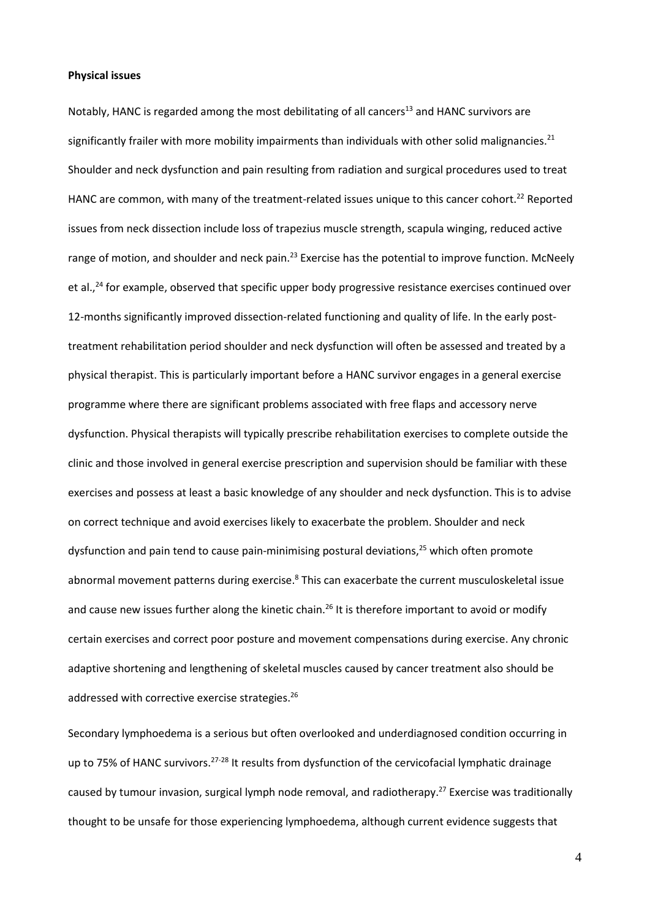**Physical issues**

Notably, HANC is regarded among the most debilitating of all cancers[13] and HANC survivors are significantly frailer with more mobility impairments than individuals with other solid malignancies.[21] Shoulder and neck dysfunction and pain resulting from radiation and surgical procedures used to treat HANC are common, with many of the treatment-related issues unique to this cancer cohort.[22] Reported issues from neck dissection include loss of trapezius muscle strength, scapula winging, reduced active range of motion, and shoulder and neck pain.[23] Exercise has the potential to improve function. McNeely et al.,[24] for example, observed that specific upper body progressive resistance exercises continued over 12-months significantly improved dissection-related functioning and quality of life. In the early post-treatment rehabilitation period shoulder and neck dysfunction will often be assessed and treated by a physical therapist. This is particularly important before a HANC survivor engages in a general exercise programme where there are significant problems associated with free flaps and accessory nerve dysfunction. Physical therapists will typically prescribe rehabilitation exercises to complete outside the clinic and those involved in general exercise prescription and supervision should be familiar with these exercises and possess at least a basic knowledge of any shoulder and neck dysfunction. This is to advise on correct technique and avoid exercises likely to exacerbate the problem. Shoulder and neck dysfunction and pain tend to cause pain-minimising postural deviations,[25] which often promote abnormal movement patterns during exercise.[8] This can exacerbate the current musculoskeletal issue and cause new issues further along the kinetic chain.[26] It is therefore important to avoid or modify certain exercises and correct poor posture and movement compensations during exercise. Any chronic adaptive shortening and lengthening of skeletal muscles caused by cancer treatment also should be addressed with corrective exercise strategies.[26]

Secondary lymphoedema is a serious but often overlooked and underdiagnosed condition occurring in up to 75% of HANC survivors.[27-28] It results from dysfunction of the cervicofacial lymphatic drainage caused by tumour invasion, surgical lymph node removal, and radiotherapy.[27] Exercise was traditionally thought to be unsafe for those experiencing lymphoedema, although current evidence suggests that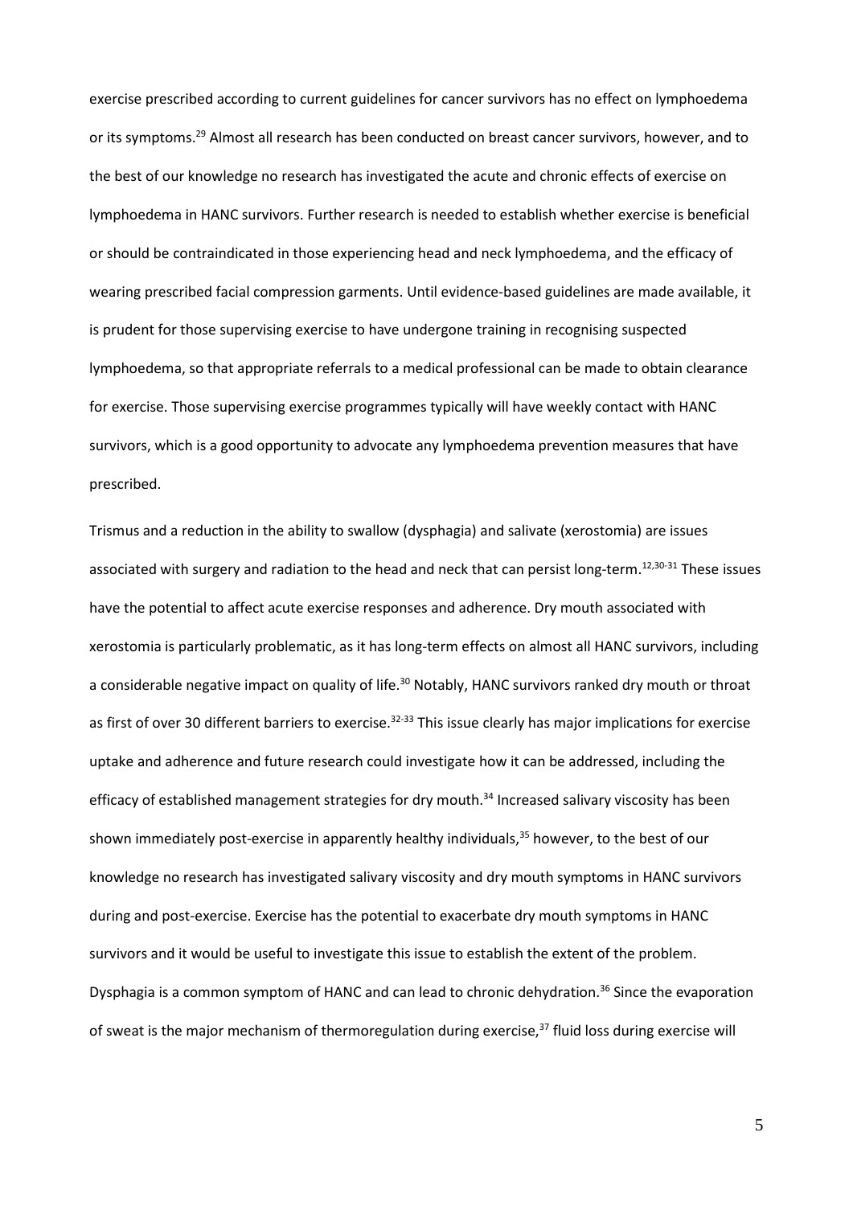exercise prescribed according to current guidelines for cancer survivors has no effect on lymphoedema or its symptoms.[29] Almost all research has been conducted on breast cancer survivors, however, and to the best of our knowledge no research has investigated the acute and chronic effects of exercise on lymphoedema in HANC survivors. Further research is needed to establish whether exercise is beneficial or should be contraindicated in those experiencing head and neck lymphoedema, and the efficacy of wearing prescribed facial compression garments. Until evidence-based guidelines are made available, it is prudent for those supervising exercise to have undergone training in recognising suspected lymphoedema, so that appropriate referrals to a medical professional can be made to obtain clearance for exercise. Those supervising exercise programmes typically will have weekly contact with HANC survivors, which is a good opportunity to advocate any lymphoedema prevention measures that have prescribed.

Trismus and a reduction in the ability to swallow (dysphagia) and salivate (xerostomia) are issues associated with surgery and radiation to the head and neck that can persist long-term.[12,30-31] These issues have the potential to affect acute exercise responses and adherence. Dry mouth associated with xerostomia is particularly problematic, as it has long-term effects on almost all HANC survivors, including a considerable negative impact on quality of life.[30] Notably, HANC survivors ranked dry mouth or throat as first of over 30 different barriers to exercise.[32-33] This issue clearly has major implications for exercise uptake and adherence and future research could investigate how it can be addressed, including the efficacy of established management strategies for dry mouth.[34] Increased salivary viscosity has been shown immediately post-exercise in apparently healthy individuals,[35] however, to the best of our knowledge no research has investigated salivary viscosity and dry mouth symptoms in HANC survivors during and post-exercise. Exercise has the potential to exacerbate dry mouth symptoms in HANC survivors and it would be useful to investigate this issue to establish the extent of the problem. Dysphagia is a common symptom of HANC and can lead to chronic dehydration.[36] Since the evaporation of sweat is the major mechanism of thermoregulation during exercise,[37] fluid loss during exercise will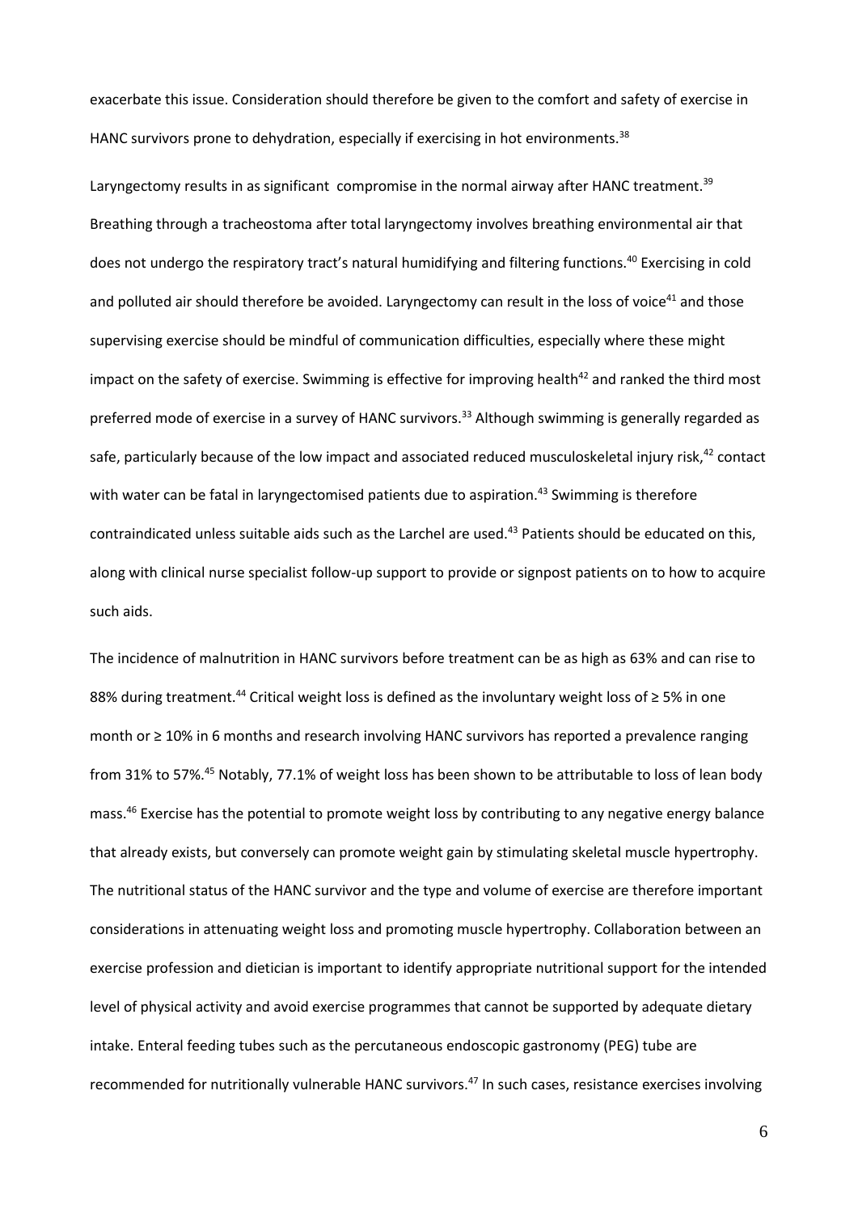exacerbate this issue. Consideration should therefore be given to the comfort and safety of exercise in HANC survivors prone to dehydration, especially if exercising in hot environments.[38]

Laryngectomy results in as significant compromise in the normal airway after HANC treatment.[39] Breathing through a tracheostoma after total laryngectomy involves breathing environmental air that does not undergo the respiratory tract's natural humidifying and filtering functions.[40] Exercising in cold and polluted air should therefore be avoided. Laryngectomy can result in the loss of voice[41] and those supervising exercise should be mindful of communication difficulties, especially where these might impact on the safety of exercise. Swimming is effective for improving health[42] and ranked the third most preferred mode of exercise in a survey of HANC survivors.[33] Although swimming is generally regarded as safe, particularly because of the low impact and associated reduced musculoskeletal injury risk,[42] contact with water can be fatal in laryngectomised patients due to aspiration.[43] Swimming is therefore contraindicated unless suitable aids such as the Larchel are used.[43] Patients should be educated on this, along with clinical nurse specialist follow-up support to provide or signpost patients on to how to acquire such aids.

The incidence of malnutrition in HANC survivors before treatment can be as high as 63% and can rise to 88% during treatment.[44] Critical weight loss is defined as the involuntary weight loss of ≥ 5% in one month or ≥ 10% in 6 months and research involving HANC survivors has reported a prevalence ranging from 31% to 57%.[45] Notably, 77.1% of weight loss has been shown to be attributable to loss of lean body mass.[46] Exercise has the potential to promote weight loss by contributing to any negative energy balance that already exists, but conversely can promote weight gain by stimulating skeletal muscle hypertrophy. The nutritional status of the HANC survivor and the type and volume of exercise are therefore important considerations in attenuating weight loss and promoting muscle hypertrophy. Collaboration between an exercise profession and dietician is important to identify appropriate nutritional support for the intended level of physical activity and avoid exercise programmes that cannot be supported by adequate dietary intake. Enteral feeding tubes such as the percutaneous endoscopic gastronomy (PEG) tube are recommended for nutritionally vulnerable HANC survivors.[47] In such cases, resistance exercises involving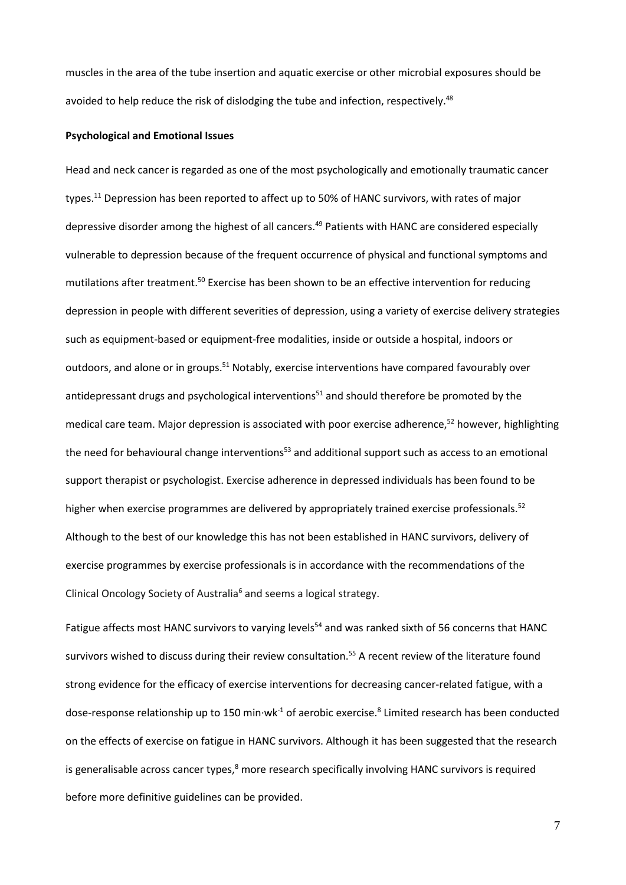muscles in the area of the tube insertion and aquatic exercise or other microbial exposures should be avoided to help reduce the risk of dislodging the tube and infection, respectively.[48]

**Psychological and Emotional Issues**

Head and neck cancer is regarded as one of the most psychologically and emotionally traumatic cancer types.[11] Depression has been reported to affect up to 50% of HANC survivors, with rates of major depressive disorder among the highest of all cancers.[49] Patients with HANC are considered especially vulnerable to depression because of the frequent occurrence of physical and functional symptoms and mutilations after treatment.[50] Exercise has been shown to be an effective intervention for reducing depression in people with different severities of depression, using a variety of exercise delivery strategies such as equipment-based or equipment-free modalities, inside or outside a hospital, indoors or outdoors, and alone or in groups.[51] Notably, exercise interventions have compared favourably over antidepressant drugs and psychological interventions[51] and should therefore be promoted by the medical care team. Major depression is associated with poor exercise adherence,[52] however, highlighting the need for behavioural change interventions[53] and additional support such as access to an emotional support therapist or psychologist. Exercise adherence in depressed individuals has been found to be higher when exercise programmes are delivered by appropriately trained exercise professionals.[52] Although to the best of our knowledge this has not been established in HANC survivors, delivery of exercise programmes by exercise professionals is in accordance with the recommendations of the Clinical Oncology Society of Australia[6] and seems a logical strategy.

Fatigue affects most HANC survivors to varying levels[54] and was ranked sixth of 56 concerns that HANC survivors wished to discuss during their review consultation.[55] A recent review of the literature found strong evidence for the efficacy of exercise interventions for decreasing cancer-related fatigue, with a dose-response relationship up to 150 $\text{min}\cdot\text{wk}^{-1}$ of aerobic exercise.[8] Limited research has been conducted on the effects of exercise on fatigue in HANC survivors. Although it has been suggested that the research is generalisable across cancer types,[8] more research specifically involving HANC survivors is required before more definitive guidelines can be provided.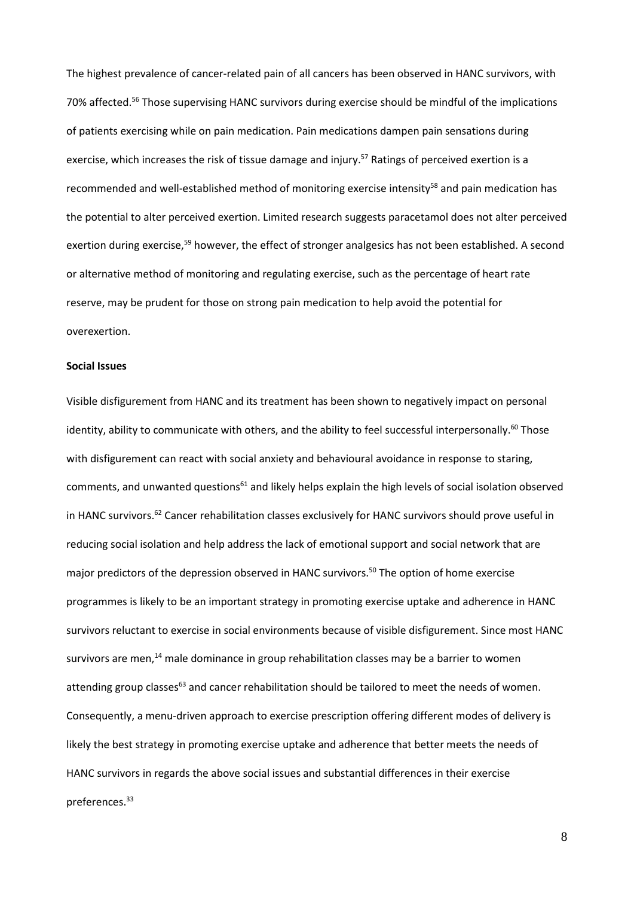The highest prevalence of cancer-related pain of all cancers has been observed in HANC survivors, with 70% affected.[56] Those supervising HANC survivors during exercise should be mindful of the implications of patients exercising while on pain medication. Pain medications dampen pain sensations during exercise, which increases the risk of tissue damage and injury.[57] Ratings of perceived exertion is a recommended and well-established method of monitoring exercise intensity[58] and pain medication has the potential to alter perceived exertion. Limited research suggests paracetamol does not alter perceived exertion during exercise,[59] however, the effect of stronger analgesics has not been established. A second or alternative method of monitoring and regulating exercise, such as the percentage of heart rate reserve, may be prudent for those on strong pain medication to help avoid the potential for overexertion.

**Social Issues**

Visible disfigurement from HANC and its treatment has been shown to negatively impact on personal identity, ability to communicate with others, and the ability to feel successful interpersonally.[60] Those with disfigurement can react with social anxiety and behavioural avoidance in response to staring, comments, and unwanted questions[61] and likely helps explain the high levels of social isolation observed in HANC survivors.[62] Cancer rehabilitation classes exclusively for HANC survivors should prove useful in reducing social isolation and help address the lack of emotional support and social network that are major predictors of the depression observed in HANC survivors.[50] The option of home exercise programmes is likely to be an important strategy in promoting exercise uptake and adherence in HANC survivors reluctant to exercise in social environments because of visible disfigurement. Since most HANC survivors are men,[14] male dominance in group rehabilitation classes may be a barrier to women attending group classes[63] and cancer rehabilitation should be tailored to meet the needs of women. Consequently, a menu-driven approach to exercise prescription offering different modes of delivery is likely the best strategy in promoting exercise uptake and adherence that better meets the needs of HANC survivors in regards the above social issues and substantial differences in their exercise preferences.[33]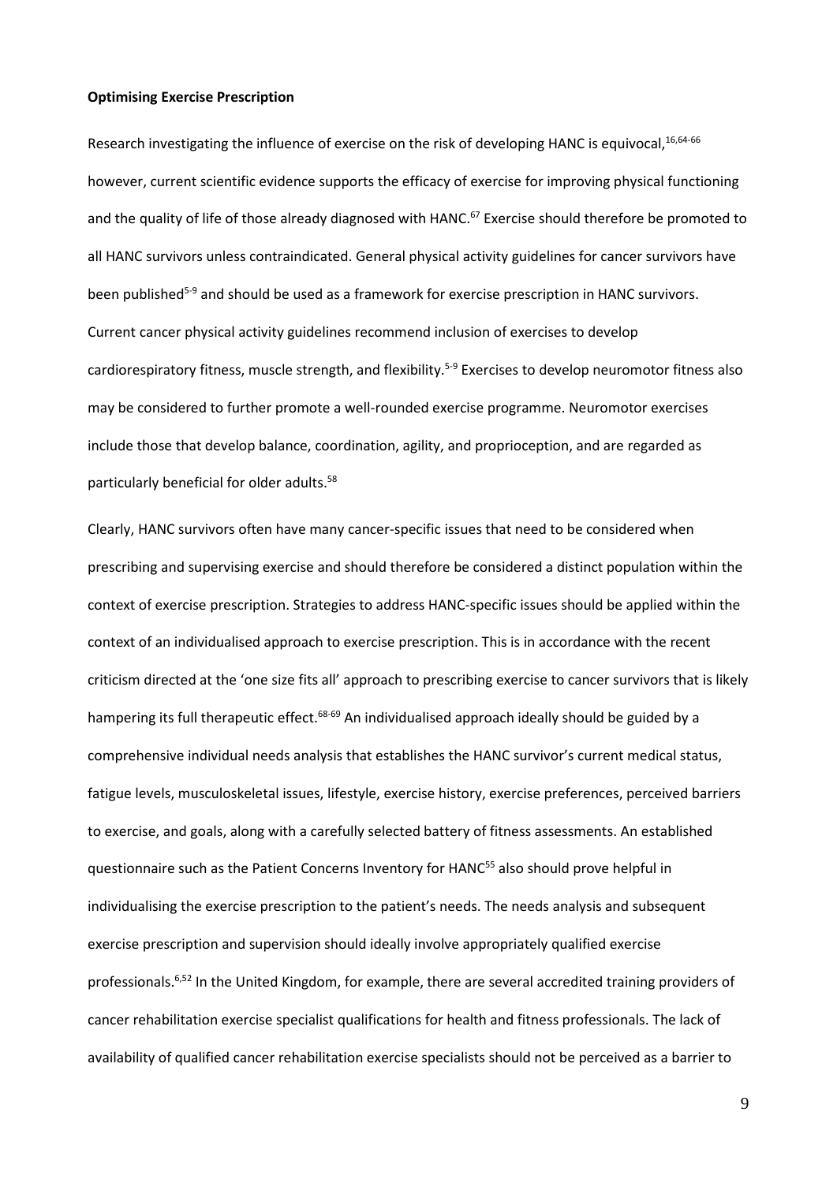## Optimising Exercise Prescription

Research investigating the influence of exercise on the risk of developing HANC is equivocal,[16,64-66] however, current scientific evidence supports the efficacy of exercise for improving physical functioning and the quality of life of those already diagnosed with HANC.[67] Exercise should therefore be promoted to all HANC survivors unless contraindicated. General physical activity guidelines for cancer survivors have been published[5-9] and should be used as a framework for exercise prescription in HANC survivors. Current cancer physical activity guidelines recommend inclusion of exercises to develop cardiorespiratory fitness, muscle strength, and flexibility.[5-9] Exercises to develop neuromotor fitness also may be considered to further promote a well-rounded exercise programme. Neuromotor exercises include those that develop balance, coordination, agility, and proprioception, and are regarded as particularly beneficial for older adults.[58]

Clearly, HANC survivors often have many cancer-specific issues that need to be considered when prescribing and supervising exercise and should therefore be considered a distinct population within the context of exercise prescription. Strategies to address HANC-specific issues should be applied within the context of an individualised approach to exercise prescription. This is in accordance with the recent criticism directed at the 'one size fits all' approach to prescribing exercise to cancer survivors that is likely hampering its full therapeutic effect.[68-69] An individualised approach ideally should be guided by a comprehensive individual needs analysis that establishes the HANC survivor's current medical status, fatigue levels, musculoskeletal issues, lifestyle, exercise history, exercise preferences, perceived barriers to exercise, and goals, along with a carefully selected battery of fitness assessments. An established questionnaire such as the Patient Concerns Inventory for HANC[55] also should prove helpful in individualising the exercise prescription to the patient's needs. The needs analysis and subsequent exercise prescription and supervision should ideally involve appropriately qualified exercise professionals.[6,52] In the United Kingdom, for example, there are several accredited training providers of cancer rehabilitation exercise specialist qualifications for health and fitness professionals. The lack of availability of qualified cancer rehabilitation exercise specialists should not be perceived as a barrier to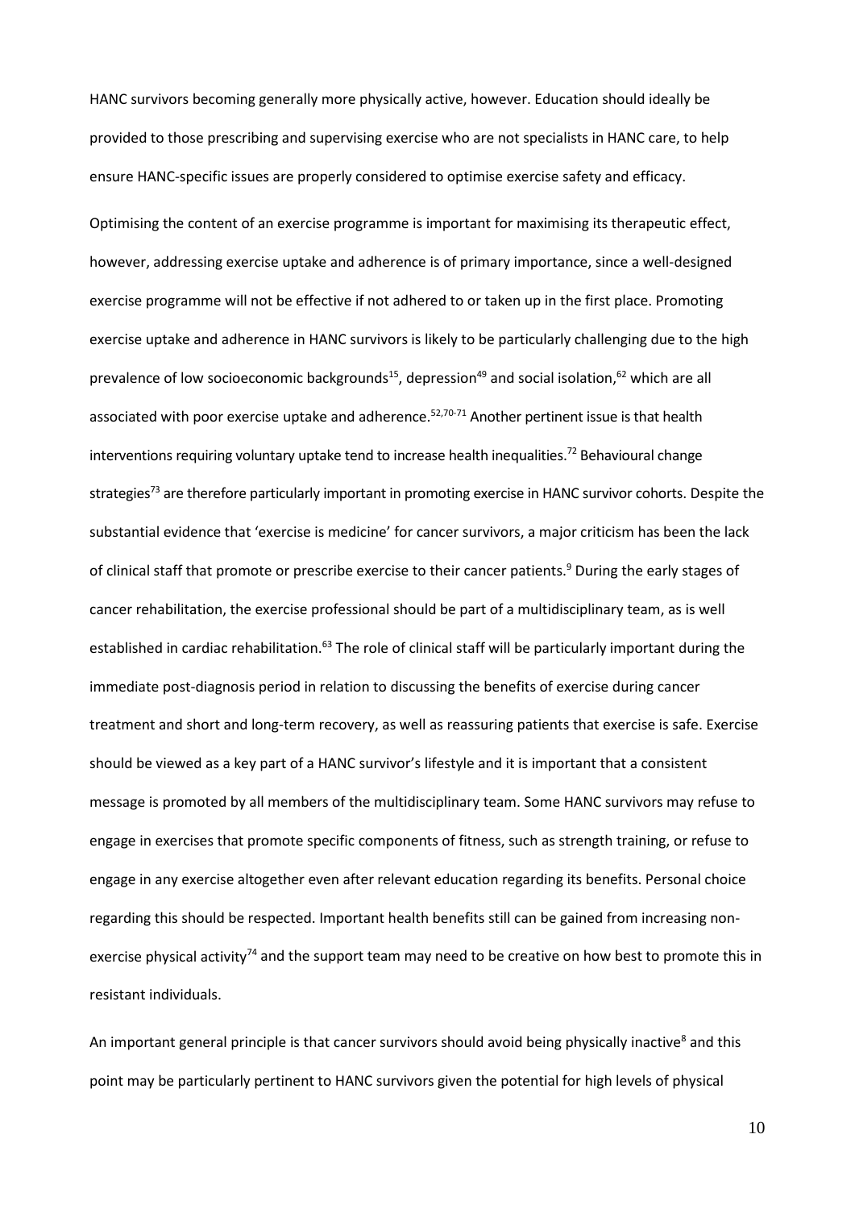HANC survivors becoming generally more physically active, however. Education should ideally be provided to those prescribing and supervising exercise who are not specialists in HANC care, to help ensure HANC-specific issues are properly considered to optimise exercise safety and efficacy.

Optimising the content of an exercise programme is important for maximising its therapeutic effect, however, addressing exercise uptake and adherence is of primary importance, since a well-designed exercise programme will not be effective if not adhered to or taken up in the first place. Promoting exercise uptake and adherence in HANC survivors is likely to be particularly challenging due to the high prevalence of low socioeconomic backgrounds[15], depression[49] and social isolation,[62] which are all associated with poor exercise uptake and adherence.[52,70-71] Another pertinent issue is that health interventions requiring voluntary uptake tend to increase health inequalities.[72] Behavioural change strategies[73] are therefore particularly important in promoting exercise in HANC survivor cohorts. Despite the substantial evidence that 'exercise is medicine' for cancer survivors, a major criticism has been the lack of clinical staff that promote or prescribe exercise to their cancer patients.[9] During the early stages of cancer rehabilitation, the exercise professional should be part of a multidisciplinary team, as is well established in cardiac rehabilitation.[63] The role of clinical staff will be particularly important during the immediate post-diagnosis period in relation to discussing the benefits of exercise during cancer treatment and short and long-term recovery, as well as reassuring patients that exercise is safe. Exercise should be viewed as a key part of a HANC survivor's lifestyle and it is important that a consistent message is promoted by all members of the multidisciplinary team. Some HANC survivors may refuse to engage in exercises that promote specific components of fitness, such as strength training, or refuse to engage in any exercise altogether even after relevant education regarding its benefits. Personal choice regarding this should be respected. Important health benefits still can be gained from increasing non-exercise physical activity[74] and the support team may need to be creative on how best to promote this in resistant individuals.

An important general principle is that cancer survivors should avoid being physically inactive[8] and this point may be particularly pertinent to HANC survivors given the potential for high levels of physical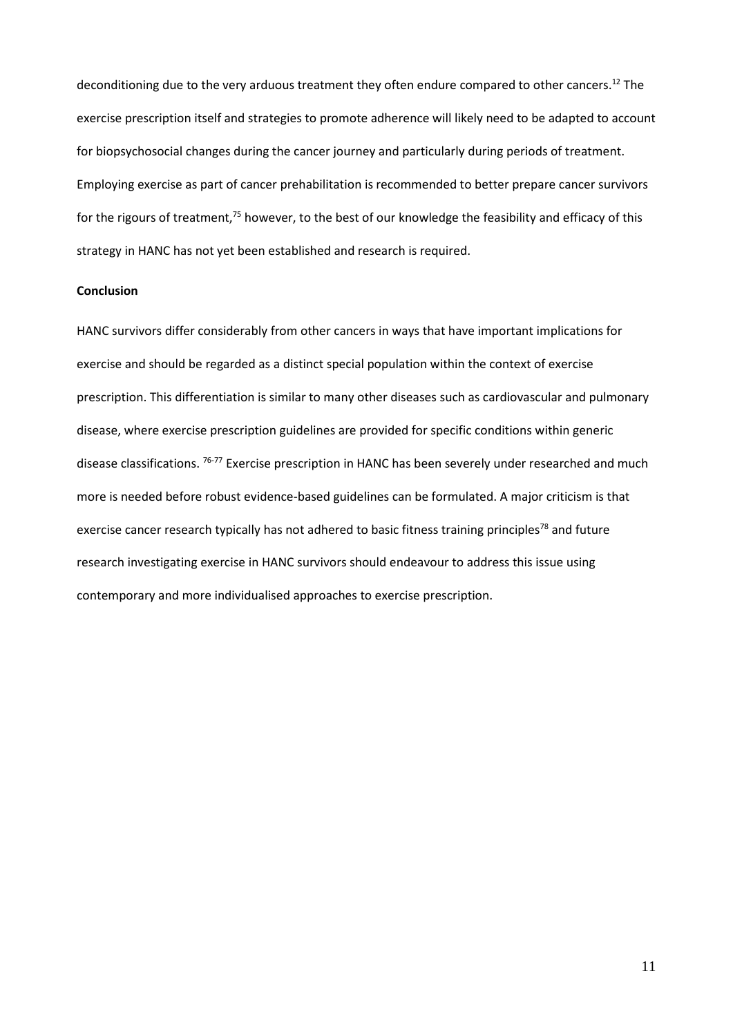deconditioning due to the very arduous treatment they often endure compared to other cancers.[12] The exercise prescription itself and strategies to promote adherence will likely need to be adapted to account for biopsychosocial changes during the cancer journey and particularly during periods of treatment. Employing exercise as part of cancer prehabilitation is recommended to better prepare cancer survivors for the rigours of treatment,[75] however, to the best of our knowledge the feasibility and efficacy of this strategy in HANC has not yet been established and research is required.

**Conclusion**

HANC survivors differ considerably from other cancers in ways that have important implications for exercise and should be regarded as a distinct special population within the context of exercise prescription. This differentiation is similar to many other diseases such as cardiovascular and pulmonary disease, where exercise prescription guidelines are provided for specific conditions within generic disease classifications. [76-77] Exercise prescription in HANC has been severely under researched and much more is needed before robust evidence-based guidelines can be formulated. A major criticism is that exercise cancer research typically has not adhered to basic fitness training principles[78] and future research investigating exercise in HANC survivors should endeavour to address this issue using contemporary and more individualised approaches to exercise prescription.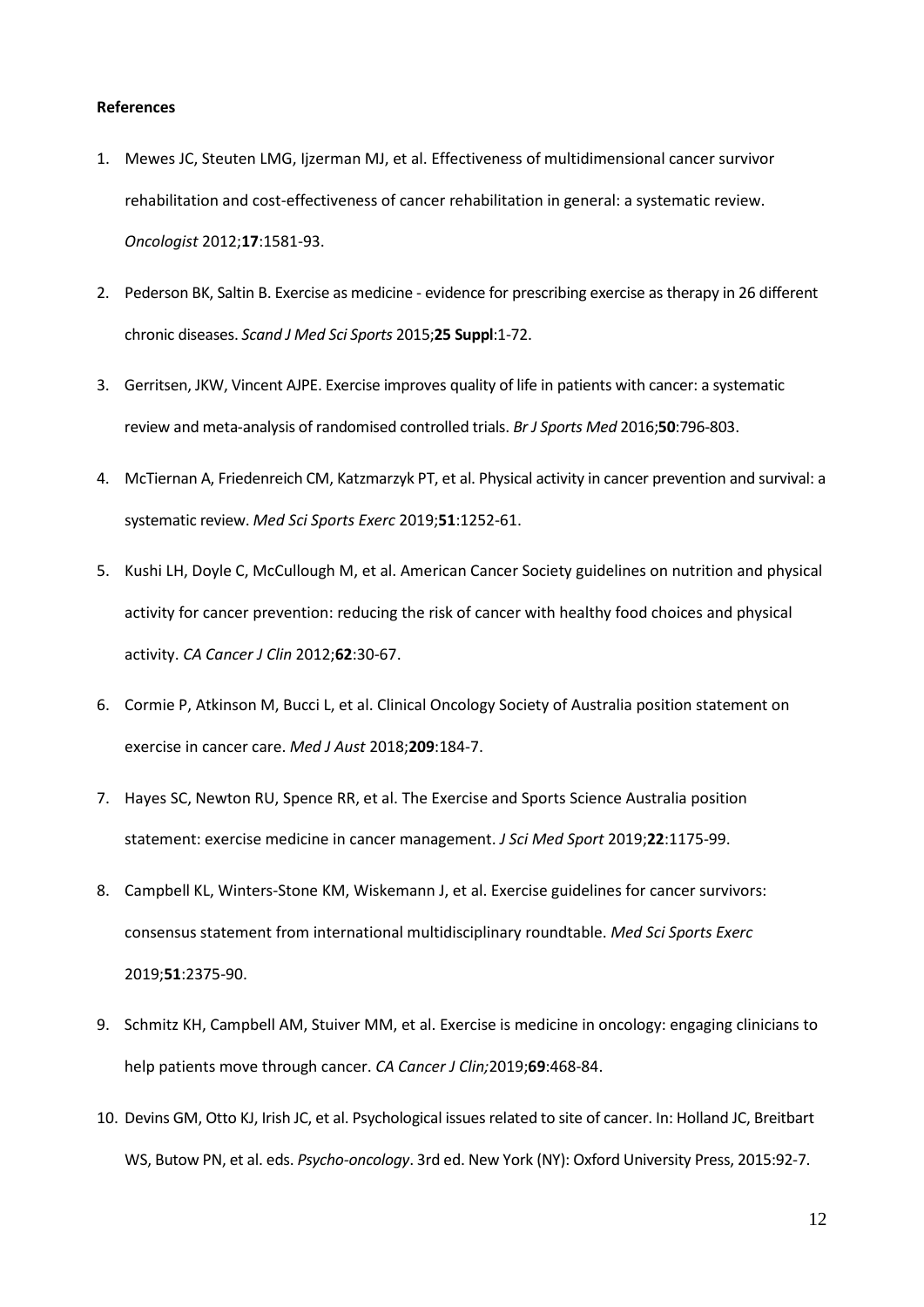**References**

1. Mewes JC, Steuten LMG, Ijzerman MJ, et al. Effectiveness of multidimensional cancer survivor rehabilitation and cost-effectiveness of cancer rehabilitation in general: a systematic review. *Oncologist* 2012;**17**:1581-93.
2. Pederson BK, Saltin B. Exercise as medicine - evidence for prescribing exercise as therapy in 26 different chronic diseases. *Scand J Med Sci Sports* 2015;**25 Suppl**:1-72.
3. Gerritsen, JKW, Vincent AJPE. Exercise improves quality of life in patients with cancer: a systematic review and meta-analysis of randomised controlled trials. *Br J Sports Med* 2016;**50**:796-803.
4. McTiernan A, Friedenreich CM, Katzmarzyk PT, et al. Physical activity in cancer prevention and survival: a systematic review. *Med Sci Sports Exerc* 2019;**51**:1252-61.
5. Kushi LH, Doyle C, McCullough M, et al. American Cancer Society guidelines on nutrition and physical activity for cancer prevention: reducing the risk of cancer with healthy food choices and physical activity. *CA Cancer J Clin* 2012;**62**:30-67.
6. Cormie P, Atkinson M, Bucci L, et al. Clinical Oncology Society of Australia position statement on exercise in cancer care. *Med J Aust* 2018;**209**:184-7.
7. Hayes SC, Newton RU, Spence RR, et al. The Exercise and Sports Science Australia position statement: exercise medicine in cancer management. *J Sci Med Sport* 2019;**22**:1175-99.
8. Campbell KL, Winters-Stone KM, Wiskemann J, et al. Exercise guidelines for cancer survivors: consensus statement from international multidisciplinary roundtable. *Med Sci Sports Exerc* 2019;**51**:2375-90.
9. Schmitz KH, Campbell AM, Stuiver MM, et al. Exercise is medicine in oncology: engaging clinicians to help patients move through cancer. *CA Cancer J Clin;*2019;**69**:468-84.
10. Devins GM, Otto KJ, Irish JC, et al. Psychological issues related to site of cancer. In: Holland JC, Breitbart WS, Butow PN, et al. eds. *Psycho-oncology*. 3rd ed. New York (NY): Oxford University Press, 2015:92-7.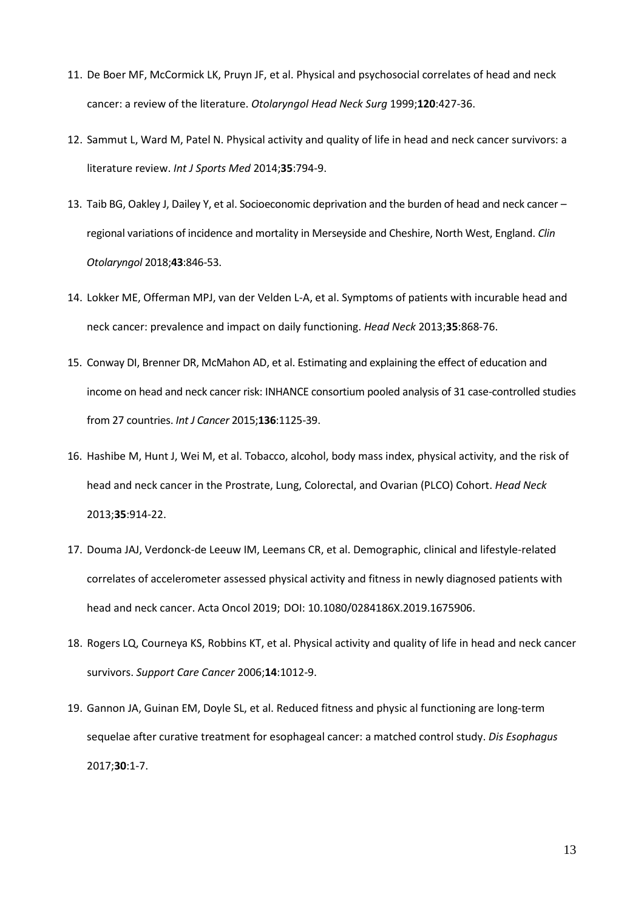11. De Boer MF, McCormick LK, Pruyn JF, et al. Physical and psychosocial correlates of head and neck cancer: a review of the literature. *Otolaryngol Head Neck Surg* 1999;**120**:427-36.

12. Sammut L, Ward M, Patel N. Physical activity and quality of life in head and neck cancer survivors: a literature review. *Int J Sports Med* 2014;**35**:794-9.

13. Taib BG, Oakley J, Dailey Y, et al. Socioeconomic deprivation and the burden of head and neck cancer – regional variations of incidence and mortality in Merseyside and Cheshire, North West, England. *Clin Otolaryngol* 2018;**43**:846-53.

14. Lokker ME, Offerman MPJ, van der Velden L-A, et al. Symptoms of patients with incurable head and neck cancer: prevalence and impact on daily functioning. *Head Neck* 2013;**35**:868-76.

15. Conway DI, Brenner DR, McMahon AD, et al. Estimating and explaining the effect of education and income on head and neck cancer risk: INHANCE consortium pooled analysis of 31 case-controlled studies from 27 countries. *Int J Cancer* 2015;**136**:1125-39.

16. Hashibe M, Hunt J, Wei M, et al. Tobacco, alcohol, body mass index, physical activity, and the risk of head and neck cancer in the Prostrate, Lung, Colorectal, and Ovarian (PLCO) Cohort. *Head Neck* 2013;**35**:914-22.

17. Douma JAJ, Verdonck-de Leeuw IM, Leemans CR, et al. Demographic, clinical and lifestyle-related correlates of accelerometer assessed physical activity and fitness in newly diagnosed patients with head and neck cancer. Acta Oncol 2019; DOI: 10.1080/0284186X.2019.1675906.

18. Rogers LQ, Courneya KS, Robbins KT, et al. Physical activity and quality of life in head and neck cancer survivors. *Support Care Cancer* 2006;**14**:1012-9.

19. Gannon JA, Guinan EM, Doyle SL, et al. Reduced fitness and physic al functioning are long-term sequelae after curative treatment for esophageal cancer: a matched control study. *Dis Esophagus* 2017;**30**:1-7.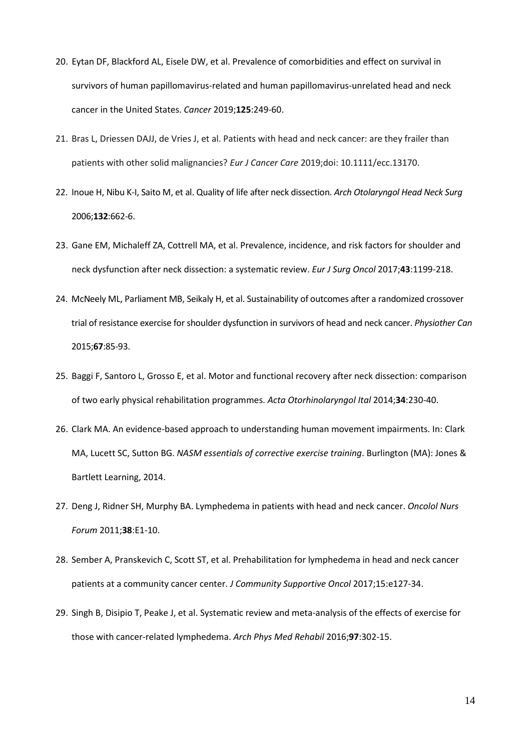20. Eytan DF, Blackford AL, Eisele DW, et al. Prevalence of comorbidities and effect on survival in survivors of human papillomavirus-related and human papillomavirus-unrelated head and neck cancer in the United States. *Cancer* 2019;**125**:249-60.

21. Bras L, Driessen DAJJ, de Vries J, et al. Patients with head and neck cancer: are they frailer than patients with other solid malignancies? *Eur J Cancer Care* 2019;doi: 10.1111/ecc.13170.

22. Inoue H, Nibu K-I, Saito M, et al. Quality of life after neck dissection. *Arch Otolaryngol Head Neck Surg* 2006;**132**:662-6.

23. Gane EM, Michaleff ZA, Cottrell MA, et al. Prevalence, incidence, and risk factors for shoulder and neck dysfunction after neck dissection: a systematic review. *Eur J Surg Oncol* 2017;**43**:1199-218.

24. McNeely ML, Parliament MB, Seikaly H, et al. Sustainability of outcomes after a randomized crossover trial of resistance exercise for shoulder dysfunction in survivors of head and neck cancer. *Physiother Can* 2015;**67**:85-93.

25. Baggi F, Santoro L, Grosso E, et al. Motor and functional recovery after neck dissection: comparison of two early physical rehabilitation programmes. *Acta Otorhinolaryngol Ital* 2014;**34**:230-40.

26. Clark MA. An evidence-based approach to understanding human movement impairments. In: Clark MA, Lucett SC, Sutton BG. *NASM essentials of corrective exercise training*. Burlington (MA): Jones & Bartlett Learning, 2014.

27. Deng J, Ridner SH, Murphy BA. Lymphedema in patients with head and neck cancer. *Oncolol Nurs Forum* 2011;**38**:E1-10.

28. Sember A, Pranskevich C, Scott ST, et al. Prehabilitation for lymphedema in head and neck cancer patients at a community cancer center. *J Community Supportive Oncol* 2017;15:e127-34.

29. Singh B, Disipio T, Peake J, et al. Systematic review and meta-analysis of the effects of exercise for those with cancer-related lymphedema. *Arch Phys Med Rehabil* 2016;**97**:302-15.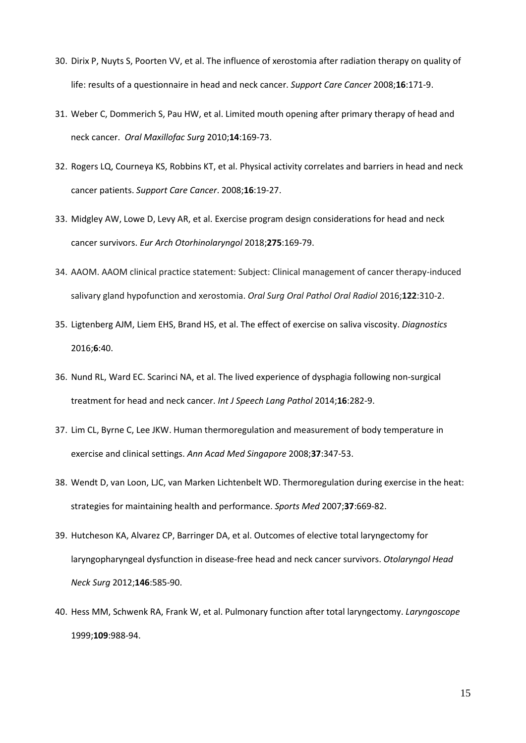30. Dirix P, Nuyts S, Poorten VV, et al. The influence of xerostomia after radiation therapy on quality of life: results of a questionnaire in head and neck cancer. *Support Care Cancer* 2008;**16**:171-9.

31. Weber C, Dommerich S, Pau HW, et al. Limited mouth opening after primary therapy of head and neck cancer. *Oral Maxillofac Surg* 2010;**14**:169-73.

32. Rogers LQ, Courneya KS, Robbins KT, et al. Physical activity correlates and barriers in head and neck cancer patients. *Support Care Cancer*. 2008;**16**:19-27.

33. Midgley AW, Lowe D, Levy AR, et al. Exercise program design considerations for head and neck cancer survivors. *Eur Arch Otorhinolaryngol* 2018;**275**:169-79.

34. AAOM. AAOM clinical practice statement: Subject: Clinical management of cancer therapy-induced salivary gland hypofunction and xerostomia. *Oral Surg Oral Pathol Oral Radiol* 2016;**122**:310-2.

35. Ligtenberg AJM, Liem EHS, Brand HS, et al. The effect of exercise on saliva viscosity. *Diagnostics* 2016;**6**:40.

36. Nund RL, Ward EC. Scarinci NA, et al. The lived experience of dysphagia following non-surgical treatment for head and neck cancer. *Int J Speech Lang Pathol* 2014;**16**:282-9.

37. Lim CL, Byrne C, Lee JKW. Human thermoregulation and measurement of body temperature in exercise and clinical settings. *Ann Acad Med Singapore* 2008;**37**:347-53.

38. Wendt D, van Loon, LJC, van Marken Lichtenbelt WD. Thermoregulation during exercise in the heat: strategies for maintaining health and performance. *Sports Med* 2007;**37**:669-82.

39. Hutcheson KA, Alvarez CP, Barringer DA, et al. Outcomes of elective total laryngectomy for laryngopharyngeal dysfunction in disease-free head and neck cancer survivors. *Otolaryngol Head Neck Surg* 2012;**146**:585-90.

40. Hess MM, Schwenk RA, Frank W, et al. Pulmonary function after total laryngectomy. *Laryngoscope* 1999;**109**:988-94.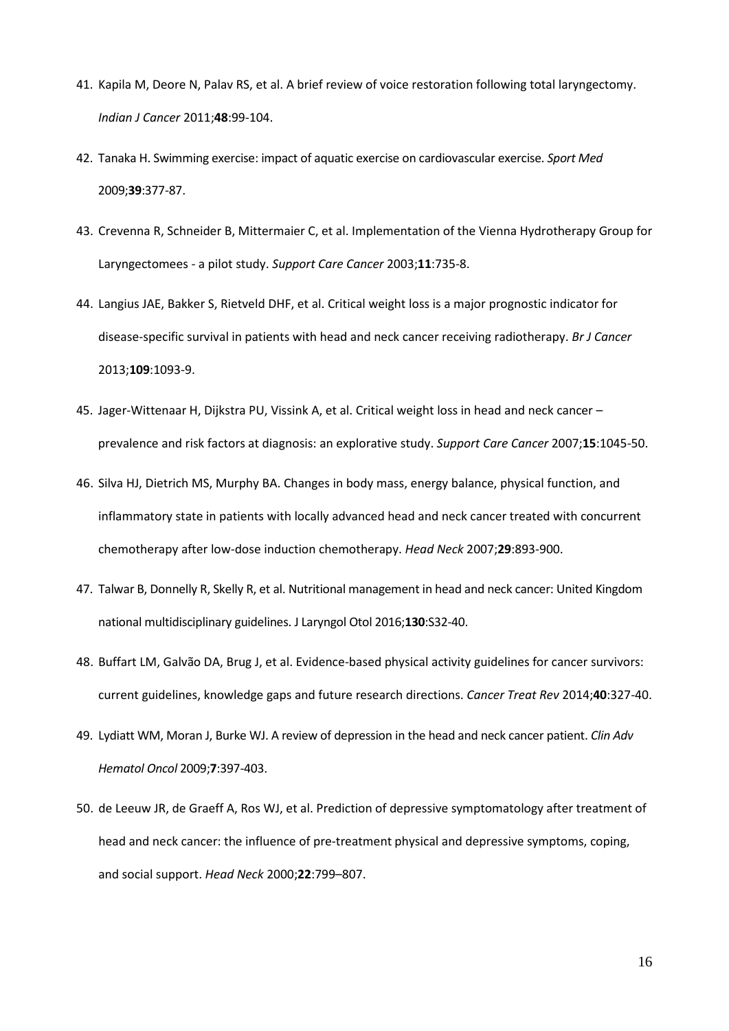41. Kapila M, Deore N, Palav RS, et al. A brief review of voice restoration following total laryngectomy. *Indian J Cancer* 2011;**48**:99-104.

42. Tanaka H. Swimming exercise: impact of aquatic exercise on cardiovascular exercise. *Sport Med* 2009;**39**:377-87.

43. Crevenna R, Schneider B, Mittermaier C, et al. Implementation of the Vienna Hydrotherapy Group for Laryngectomees - a pilot study. *Support Care Cancer* 2003;**11**:735-8.

44. Langius JAE, Bakker S, Rietveld DHF, et al. Critical weight loss is a major prognostic indicator for disease-specific survival in patients with head and neck cancer receiving radiotherapy. *Br J Cancer* 2013;**109**:1093-9.

45. Jager-Wittenaar H, Dijkstra PU, Vissink A, et al. Critical weight loss in head and neck cancer – prevalence and risk factors at diagnosis: an explorative study. *Support Care Cancer* 2007;**15**:1045-50.

46. Silva HJ, Dietrich MS, Murphy BA. Changes in body mass, energy balance, physical function, and inflammatory state in patients with locally advanced head and neck cancer treated with concurrent chemotherapy after low-dose induction chemotherapy. *Head Neck* 2007;**29**:893-900.

47. Talwar B, Donnelly R, Skelly R, et al. Nutritional management in head and neck cancer: United Kingdom national multidisciplinary guidelines. J Laryngol Otol 2016;**130**:S32-40.

48. Buffart LM, Galvão DA, Brug J, et al. Evidence-based physical activity guidelines for cancer survivors: current guidelines, knowledge gaps and future research directions. *Cancer Treat Rev* 2014;**40**:327-40.

49. Lydiatt WM, Moran J, Burke WJ. A review of depression in the head and neck cancer patient. *Clin Adv Hematol Oncol* 2009;**7**:397-403.

50. de Leeuw JR, de Graeff A, Ros WJ, et al. Prediction of depressive symptomatology after treatment of head and neck cancer: the influence of pre-treatment physical and depressive symptoms, coping, and social support. *Head Neck* 2000;**22**:799–807.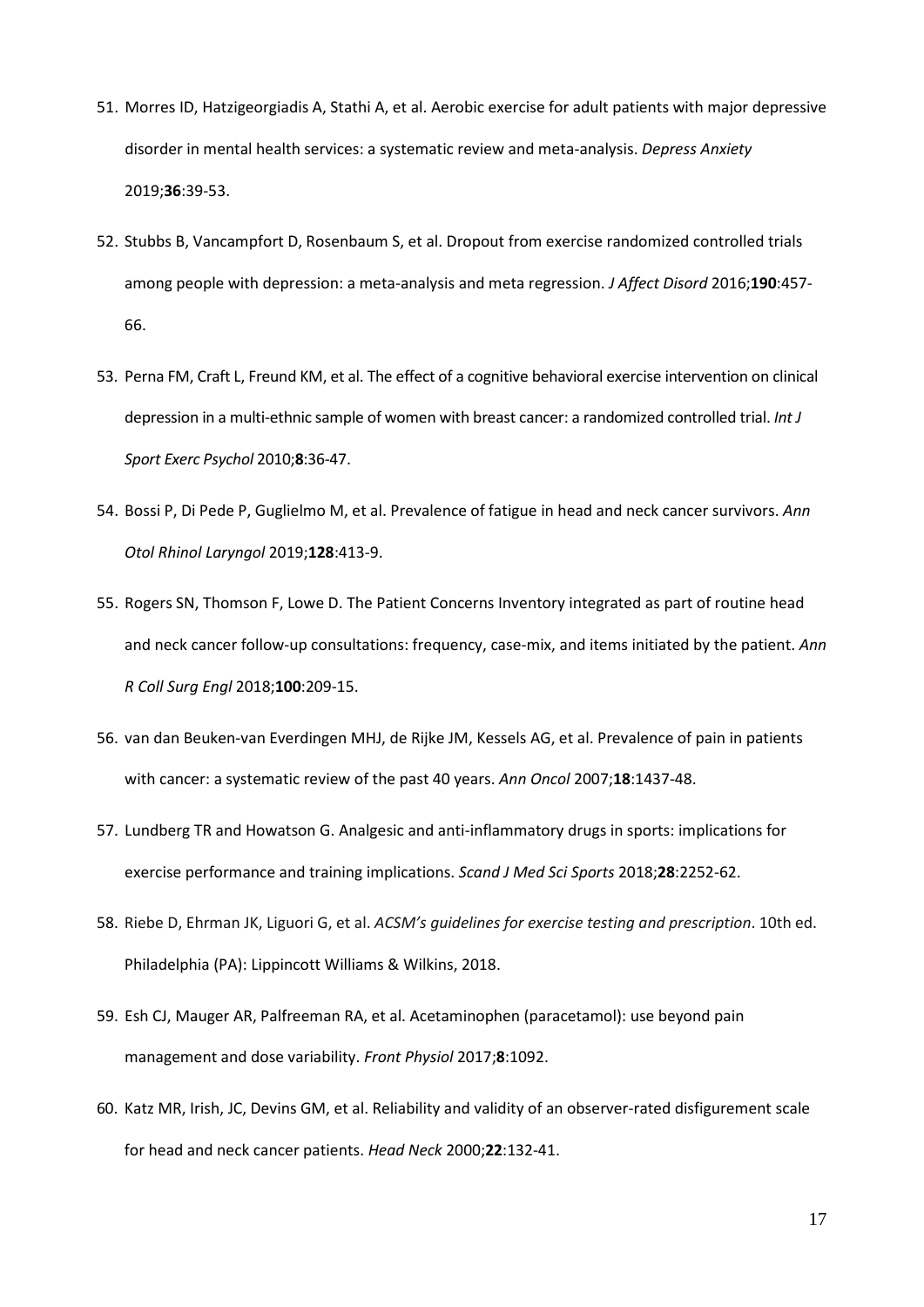51. Morres ID, Hatzigeorgiadis A, Stathi A, et al. Aerobic exercise for adult patients with major depressive disorder in mental health services: a systematic review and meta-analysis. *Depress Anxiety* 2019;**36**:39-53.

52. Stubbs B, Vancampfort D, Rosenbaum S, et al. Dropout from exercise randomized controlled trials among people with depression: a meta-analysis and meta regression. *J Affect Disord* 2016;**190**:457-66.

53. Perna FM, Craft L, Freund KM, et al. The effect of a cognitive behavioral exercise intervention on clinical depression in a multi-ethnic sample of women with breast cancer: a randomized controlled trial. *Int J Sport Exerc Psychol* 2010;**8**:36-47.

54. Bossi P, Di Pede P, Guglielmo M, et al. Prevalence of fatigue in head and neck cancer survivors. *Ann Otol Rhinol Laryngol* 2019;**128**:413-9.

55. Rogers SN, Thomson F, Lowe D. The Patient Concerns Inventory integrated as part of routine head and neck cancer follow-up consultations: frequency, case-mix, and items initiated by the patient. *Ann R Coll Surg Engl* 2018;**100**:209-15.

56. van dan Beuken-van Everdingen MHJ, de Rijke JM, Kessels AG, et al. Prevalence of pain in patients with cancer: a systematic review of the past 40 years. *Ann Oncol* 2007;**18**:1437-48.

57. Lundberg TR and Howatson G. Analgesic and anti-inflammatory drugs in sports: implications for exercise performance and training implications. *Scand J Med Sci Sports* 2018;**28**:2252-62.

58. Riebe D, Ehrman JK, Liguori G, et al. *ACSM's guidelines for exercise testing and prescription*. 10th ed. Philadelphia (PA): Lippincott Williams & Wilkins, 2018.

59. Esh CJ, Mauger AR, Palfreeman RA, et al. Acetaminophen (paracetamol): use beyond pain management and dose variability. *Front Physiol* 2017;**8**:1092.

60. Katz MR, Irish, JC, Devins GM, et al. Reliability and validity of an observer-rated disfigurement scale for head and neck cancer patients. *Head Neck* 2000;**22**:132-41.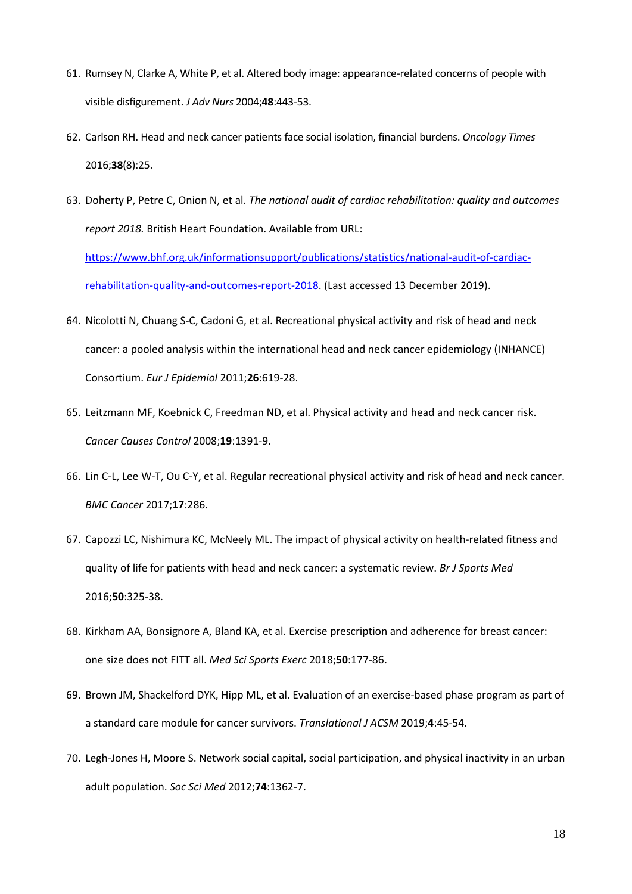61. Rumsey N, Clarke A, White P, et al. Altered body image: appearance-related concerns of people with visible disfigurement. *J Adv Nurs* 2004;**48**:443-53.

62. Carlson RH. Head and neck cancer patients face social isolation, financial burdens. *Oncology Times* 2016;**38**(8):25.

63. Doherty P, Petre C, Onion N, et al. *The national audit of cardiac rehabilitation: quality and outcomes report 2018.* British Heart Foundation. Available from URL: [https://www.bhf.org.uk/informationsupport/publications/statistics/national-audit-of-cardiac-rehabilitation-quality-and-outcomes-report-2018](https://www.bhf.org.uk/informationsupport/publications/statistics/national-audit-of-cardiac-rehabilitation-quality-and-outcomes-report-2018). (Last accessed 13 December 2019).

64. Nicolotti N, Chuang S-C, Cadoni G, et al. Recreational physical activity and risk of head and neck cancer: a pooled analysis within the international head and neck cancer epidemiology (INHANCE) Consortium. *Eur J Epidemiol* 2011;**26**:619-28.

65. Leitzmann MF, Koebnick C, Freedman ND, et al. Physical activity and head and neck cancer risk. *Cancer Causes Control* 2008;**19**:1391-9.

66. Lin C-L, Lee W-T, Ou C-Y, et al. Regular recreational physical activity and risk of head and neck cancer. *BMC Cancer* 2017;**17**:286.

67. Capozzi LC, Nishimura KC, McNeely ML. The impact of physical activity on health-related fitness and quality of life for patients with head and neck cancer: a systematic review. *Br J Sports Med* 2016;**50**:325-38.

68. Kirkham AA, Bonsignore A, Bland KA, et al. Exercise prescription and adherence for breast cancer: one size does not FITT all. *Med Sci Sports Exerc* 2018;**50**:177-86.

69. Brown JM, Shackelford DYK, Hipp ML, et al. Evaluation of an exercise-based phase program as part of a standard care module for cancer survivors. *Translational J ACSM* 2019;**4**:45-54.

70. Legh-Jones H, Moore S. Network social capital, social participation, and physical inactivity in an urban adult population. *Soc Sci Med* 2012;**74**:1362-7.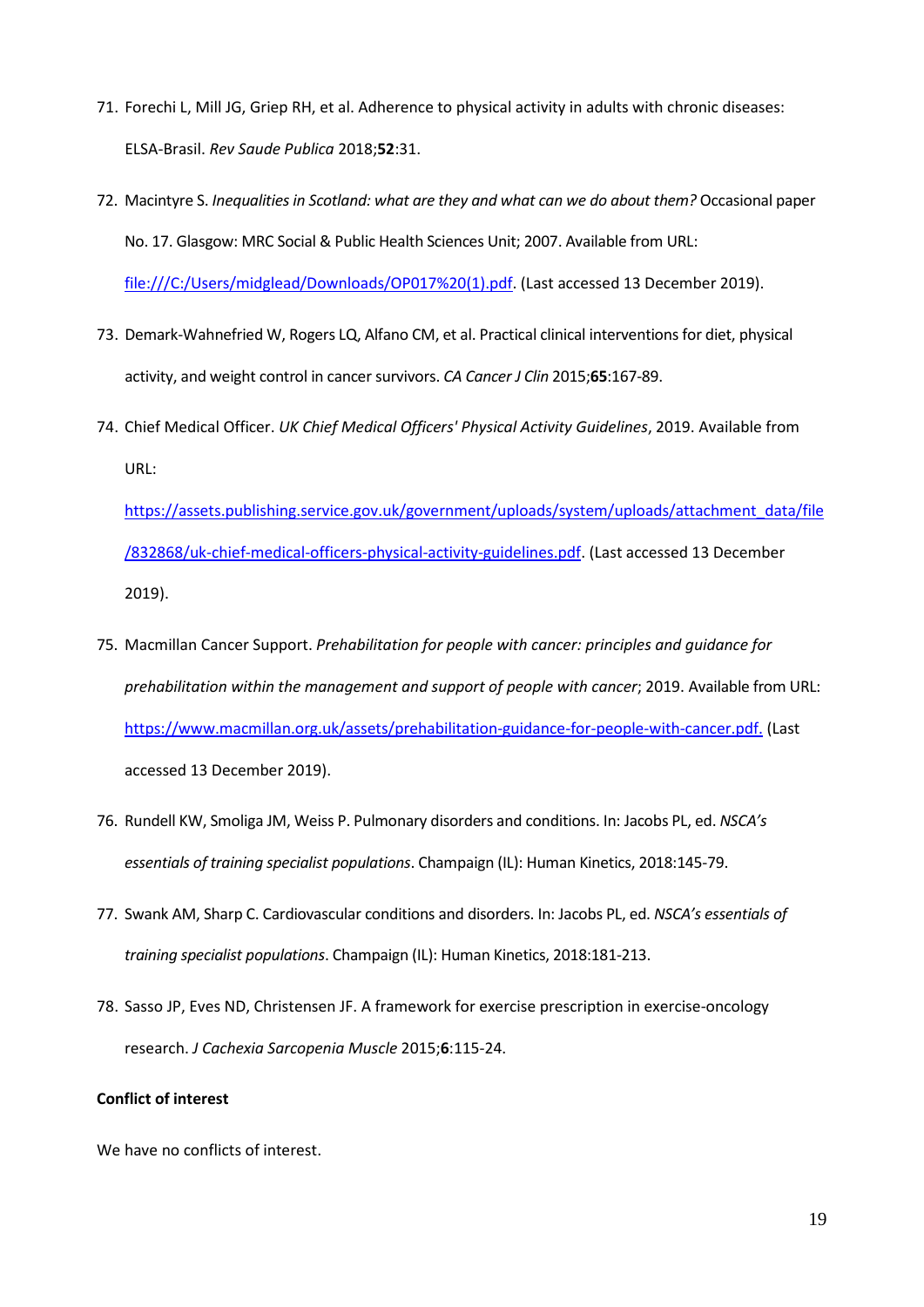71. Forechi L, Mill JG, Griep RH, et al. Adherence to physical activity in adults with chronic diseases: ELSA-Brasil. *Rev Saude Publica* 2018;**52**:31.

72. Macintyre S. *Inequalities in Scotland: what are they and what can we do about them?* Occasional paper No. 17. Glasgow: MRC Social & Public Health Sciences Unit; 2007. Available from URL: file:///C:/Users/midglead/Downloads/OP017%20(1).pdf. (Last accessed 13 December 2019).

73. Demark-Wahnefried W, Rogers LQ, Alfano CM, et al. Practical clinical interventions for diet, physical activity, and weight control in cancer survivors. *CA Cancer J Clin* 2015;**65**:167-89.

74. Chief Medical Officer. *UK Chief Medical Officers' Physical Activity Guidelines*, 2019. Available from URL: https://assets.publishing.service.gov.uk/government/uploads/system/uploads/attachment_data/file/832868/uk-chief-medical-officers-physical-activity-guidelines.pdf. (Last accessed 13 December 2019).

75. Macmillan Cancer Support. *Prehabilitation for people with cancer: principles and guidance for prehabilitation within the management and support of people with cancer*; 2019. Available from URL: https://www.macmillan.org.uk/assets/prehabilitation-guidance-for-people-with-cancer.pdf. (Last accessed 13 December 2019).

76. Rundell KW, Smoliga JM, Weiss P. Pulmonary disorders and conditions. In: Jacobs PL, ed. *NSCA's essentials of training specialist populations*. Champaign (IL): Human Kinetics, 2018:145-79.

77. Swank AM, Sharp C. Cardiovascular conditions and disorders. In: Jacobs PL, ed. *NSCA's essentials of training specialist populations*. Champaign (IL): Human Kinetics, 2018:181-213.

78. Sasso JP, Eves ND, Christensen JF. A framework for exercise prescription in exercise-oncology research. *J Cachexia Sarcopenia Muscle* 2015;**6**:115-24.

**Conflict of interest**

We have no conflicts of interest.